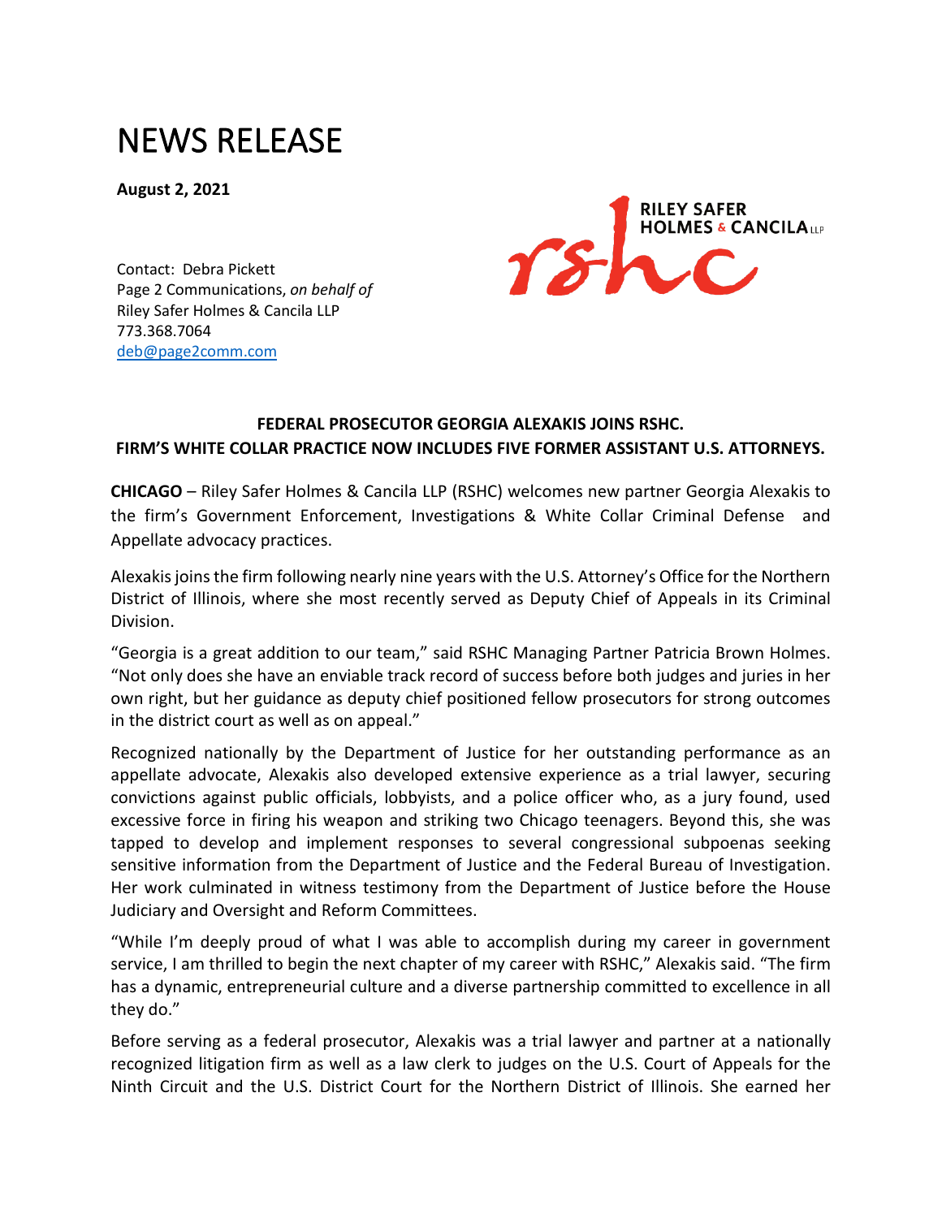# NEWS RELEASE

**August 2, 2021**

Contact: Debra Pickett
Page 2 Communications, *on behalf of*
Riley Safer Holmes & Cancila LLP
773.368.7064
deb@page2comm.com

RILEY SAFER HOLMES & CANCILA LLP

**FEDERAL PROSECUTOR GEORGIA ALEXAKIS JOINS RSHC.**
**FIRM'S WHITE COLLAR PRACTICE NOW INCLUDES FIVE FORMER ASSISTANT U.S. ATTORNEYS.**

**CHICAGO** – Riley Safer Holmes & Cancila LLP (RSHC) welcomes new partner Georgia Alexakis to the firm's Government Enforcement, Investigations & White Collar Criminal Defense and Appellate advocacy practices.

Alexakis joins the firm following nearly nine years with the U.S. Attorney's Office for the Northern District of Illinois, where she most recently served as Deputy Chief of Appeals in its Criminal Division.

"Georgia is a great addition to our team," said RSHC Managing Partner Patricia Brown Holmes. "Not only does she have an enviable track record of success before both judges and juries in her own right, but her guidance as deputy chief positioned fellow prosecutors for strong outcomes in the district court as well as on appeal."

Recognized nationally by the Department of Justice for her outstanding performance as an appellate advocate, Alexakis also developed extensive experience as a trial lawyer, securing convictions against public officials, lobbyists, and a police officer who, as a jury found, used excessive force in firing his weapon and striking two Chicago teenagers. Beyond this, she was tapped to develop and implement responses to several congressional subpoenas seeking sensitive information from the Department of Justice and the Federal Bureau of Investigation. Her work culminated in witness testimony from the Department of Justice before the House Judiciary and Oversight and Reform Committees.

"While I'm deeply proud of what I was able to accomplish during my career in government service, I am thrilled to begin the next chapter of my career with RSHC," Alexakis said. "The firm has a dynamic, entrepreneurial culture and a diverse partnership committed to excellence in all they do."

Before serving as a federal prosecutor, Alexakis was a trial lawyer and partner at a nationally recognized litigation firm as well as a law clerk to judges on the U.S. Court of Appeals for the Ninth Circuit and the U.S. District Court for the Northern District of Illinois. She earned her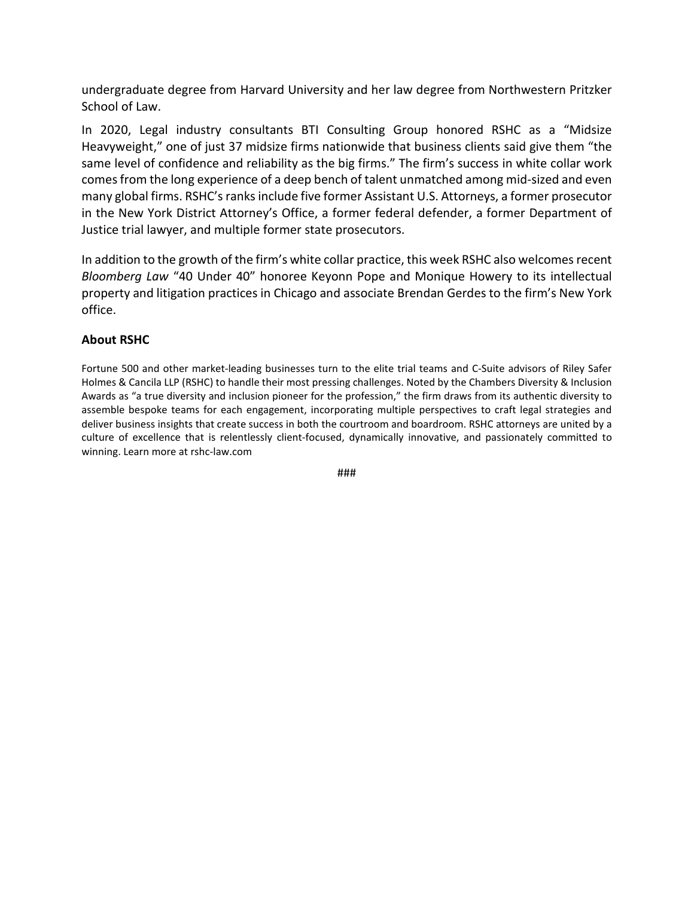undergraduate degree from Harvard University and her law degree from Northwestern Pritzker School of Law.

In 2020, Legal industry consultants BTI Consulting Group honored RSHC as a "Midsize Heavyweight," one of just 37 midsize firms nationwide that business clients said give them "the same level of confidence and reliability as the big firms." The firm's success in white collar work comes from the long experience of a deep bench of talent unmatched among mid-sized and even many global firms. RSHC's ranks include five former Assistant U.S. Attorneys, a former prosecutor in the New York District Attorney's Office, a former federal defender, a former Department of Justice trial lawyer, and multiple former state prosecutors.

In addition to the growth of the firm's white collar practice, this week RSHC also welcomes recent *Bloomberg Law* "40 Under 40" honoree Keyonn Pope and Monique Howery to its intellectual property and litigation practices in Chicago and associate Brendan Gerdes to the firm's New York office.

**About RSHC**

Fortune 500 and other market-leading businesses turn to the elite trial teams and C-Suite advisors of Riley Safer Holmes & Cancila LLP (RSHC) to handle their most pressing challenges. Noted by the Chambers Diversity & Inclusion Awards as "a true diversity and inclusion pioneer for the profession," the firm draws from its authentic diversity to assemble bespoke teams for each engagement, incorporating multiple perspectives to craft legal strategies and deliver business insights that create success in both the courtroom and boardroom. RSHC attorneys are united by a culture of excellence that is relentlessly client-focused, dynamically innovative, and passionately committed to winning. Learn more at rshc-law.com

###